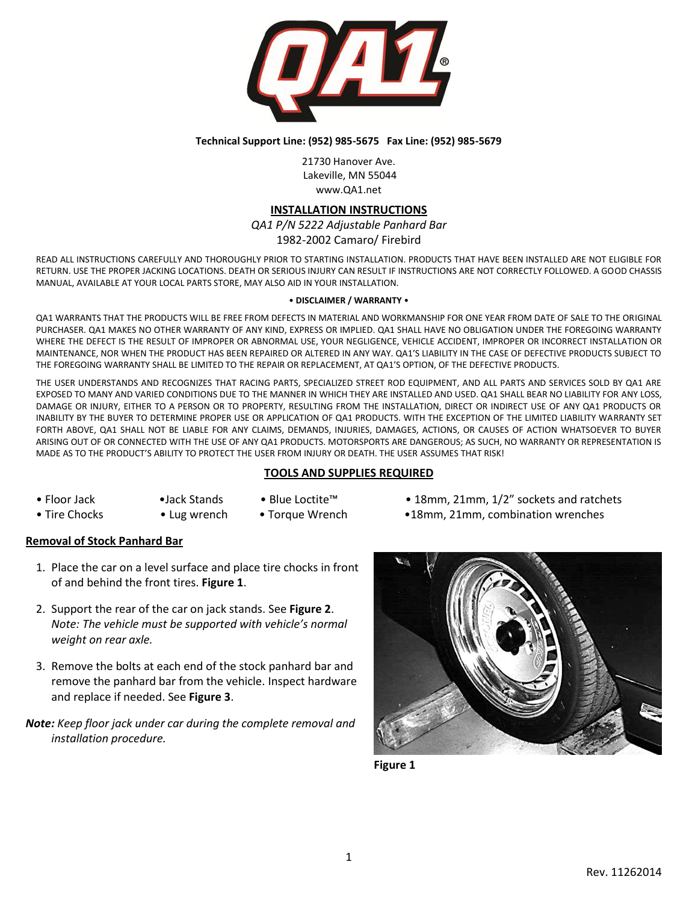**Technical Support Line: (952) 985-5675   Fax Line: (952) 985-5679**

21730 Hanover Ave.
Lakeville, MN 55044
www.QA1.net

## INSTALLATION INSTRUCTIONS

*QA1 P/N 5222 Adjustable Panhard Bar*

1982-2002 Camaro/ Firebird

READ ALL INSTRUCTIONS CAREFULLY AND THOROUGHLY PRIOR TO STARTING INSTALLATION. PRODUCTS THAT HAVE BEEN INSTALLED ARE NOT ELIGIBLE FOR RETURN. USE THE PROPER JACKING LOCATIONS. DEATH OR SERIOUS INJURY CAN RESULT IF INSTRUCTIONS ARE NOT CORRECTLY FOLLOWED. A GOOD CHASSIS MANUAL, AVAILABLE AT YOUR LOCAL PARTS STORE, MAY ALSO AID IN YOUR INSTALLATION.

**• DISCLAIMER / WARRANTY •**

QA1 WARRANTS THAT THE PRODUCTS WILL BE FREE FROM DEFECTS IN MATERIAL AND WORKMANSHIP FOR ONE YEAR FROM DATE OF SALE TO THE ORIGINAL PURCHASER. QA1 MAKES NO OTHER WARRANTY OF ANY KIND, EXPRESS OR IMPLIED. QA1 SHALL HAVE NO OBLIGATION UNDER THE FOREGOING WARRANTY WHERE THE DEFECT IS THE RESULT OF IMPROPER OR ABNORMAL USE, YOUR NEGLIGENCE, VEHICLE ACCIDENT, IMPROPER OR INCORRECT INSTALLATION OR MAINTENANCE, NOR WHEN THE PRODUCT HAS BEEN REPAIRED OR ALTERED IN ANY WAY. QA1'S LIABILITY IN THE CASE OF DEFECTIVE PRODUCTS SUBJECT TO THE FOREGOING WARRANTY SHALL BE LIMITED TO THE REPAIR OR REPLACEMENT, AT QA1'S OPTION, OF THE DEFECTIVE PRODUCTS.

THE USER UNDERSTANDS AND RECOGNIZES THAT RACING PARTS, SPECIALIZED STREET ROD EQUIPMENT, AND ALL PARTS AND SERVICES SOLD BY QA1 ARE EXPOSED TO MANY AND VARIED CONDITIONS DUE TO THE MANNER IN WHICH THEY ARE INSTALLED AND USED. QA1 SHALL BEAR NO LIABILITY FOR ANY LOSS, DAMAGE OR INJURY, EITHER TO A PERSON OR TO PROPERTY, RESULTING FROM THE INSTALLATION, DIRECT OR INDIRECT USE OF ANY QA1 PRODUCTS OR INABILITY BY THE BUYER TO DETERMINE PROPER USE OR APPLICATION OF QA1 PRODUCTS. WITH THE EXCEPTION OF THE LIMITED LIABILITY WARRANTY SET FORTH ABOVE, QA1 SHALL NOT BE LIABLE FOR ANY CLAIMS, DEMANDS, INJURIES, DAMAGES, ACTIONS, OR CAUSES OF ACTION WHATSOEVER TO BUYER ARISING OUT OF OR CONNECTED WITH THE USE OF ANY QA1 PRODUCTS. MOTORSPORTS ARE DANGEROUS; AS SUCH, NO WARRANTY OR REPRESENTATION IS MADE AS TO THE PRODUCT'S ABILITY TO PROTECT THE USER FROM INJURY OR DEATH. THE USER ASSUMES THAT RISK!

## TOOLS AND SUPPLIES REQUIRED

- Floor Jack
- Jack Stands
- Blue Loctite™
- 18mm, 21mm, 1/2" sockets and ratchets
- Tire Chocks
- Lug wrench
- Torque Wrench
- 18mm, 21mm, combination wrenches

### Removal of Stock Panhard Bar

1. Place the car on a level surface and place tire chocks in front of and behind the front tires. **Figure 1**.
2. Support the rear of the car on jack stands. See **Figure 2**. *Note: The vehicle must be supported with vehicle's normal weight on rear axle.*
3. Remove the bolts at each end of the stock panhard bar and remove the panhard bar from the vehicle. Inspect hardware and replace if needed. See **Figure 3**.

***Note:** Keep floor jack under car during the complete removal and installation procedure.*

**Figure 1**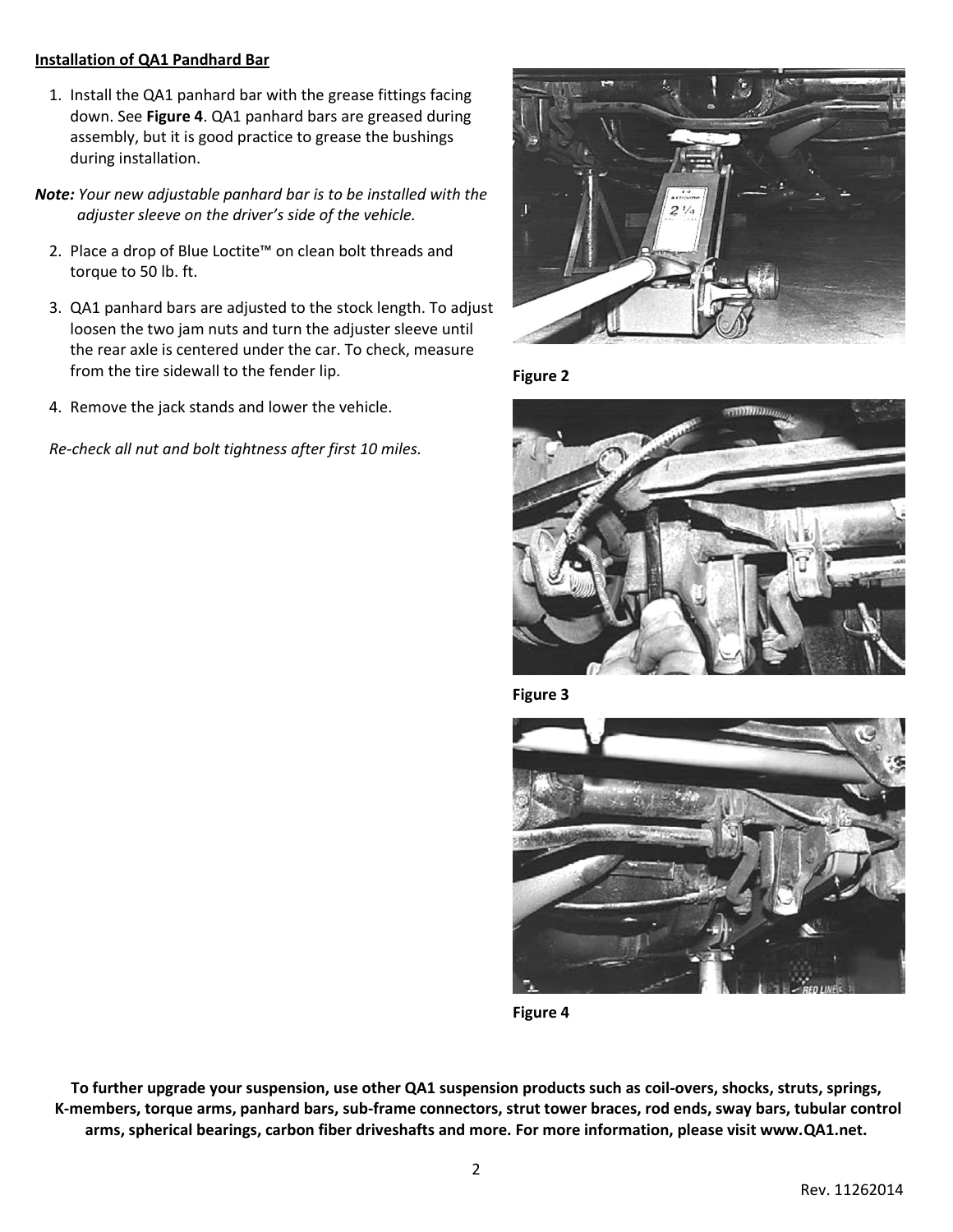**Installation of QA1 Pandhard Bar**

1. Install the QA1 panhard bar with the grease fittings facing down. See **Figure 4**. QA1 panhard bars are greased during assembly, but it is good practice to grease the bushings during installation.

***Note:*** *Your new adjustable panhard bar is to be installed with the adjuster sleeve on the driver's side of the vehicle.*

2. Place a drop of Blue Loctite™ on clean bolt threads and torque to 50 lb. ft.
3. QA1 panhard bars are adjusted to the stock length. To adjust loosen the two jam nuts and turn the adjuster sleeve until the rear axle is centered under the car. To check, measure from the tire sidewall to the fender lip.
4. Remove the jack stands and lower the vehicle.

*Re-check all nut and bolt tightness after first 10 miles.*

**Figure 2**

**Figure 3**

**Figure 4**

**To further upgrade your suspension, use other QA1 suspension products such as coil-overs, shocks, struts, springs, K-members, torque arms, panhard bars, sub-frame connectors, strut tower braces, rod ends, sway bars, tubular control arms, spherical bearings, carbon fiber driveshafts and more. For more information, please visit www.QA1.net.**

Rev. 11262014